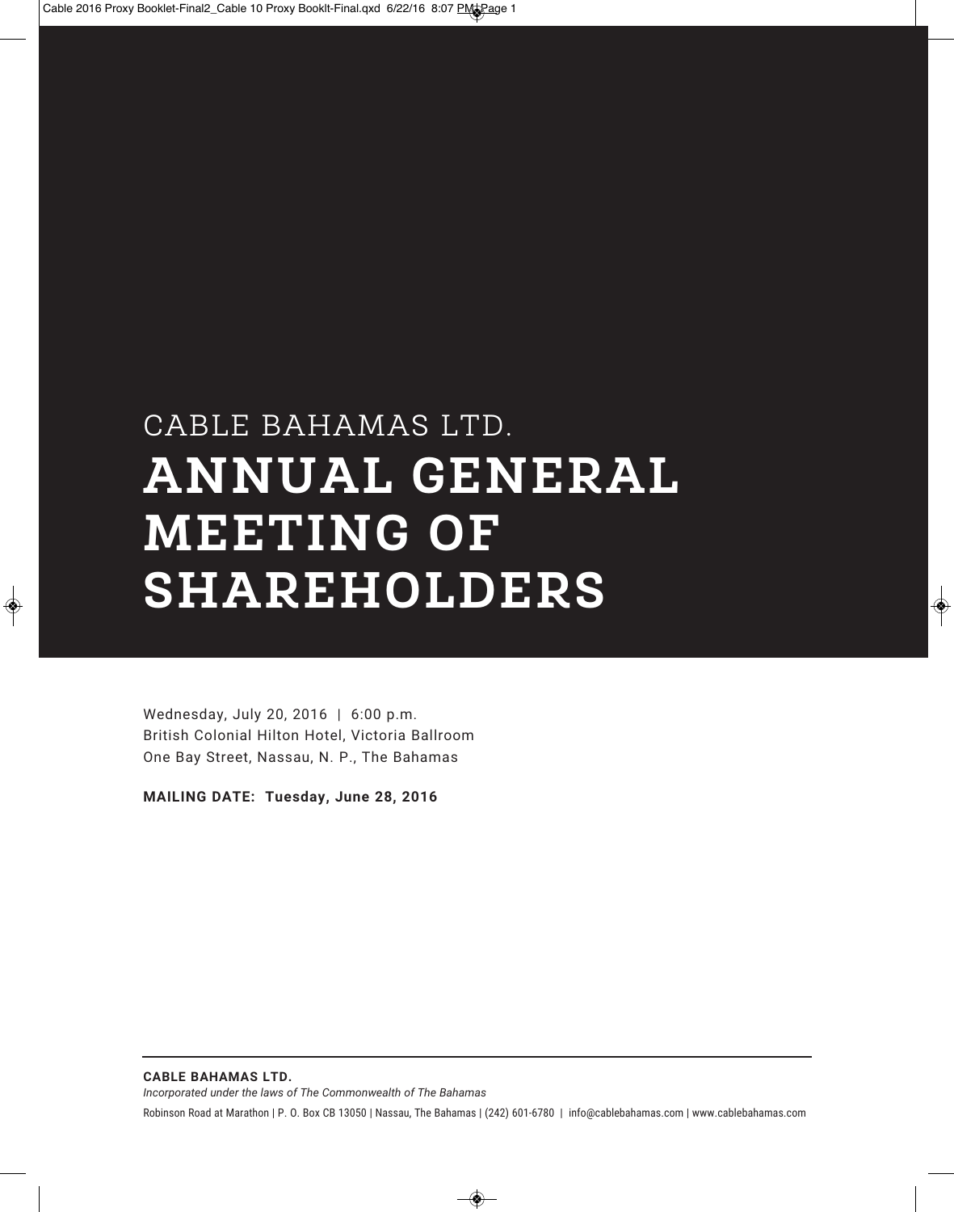# CABLE BAHAMAS LTD.

# ANNUAL GENERAL MEETING OF SHAREHOLDERS

Wednesday, July 20, 2016 | 6:00 p.m.
British Colonial Hilton Hotel, Victoria Ballroom
One Bay Street, Nassau, N. P., The Bahamas

**MAILING DATE: Tuesday, June 28, 2016**

---

**CABLE BAHAMAS LTD.**
*Incorporated under the laws of The Commonwealth of The Bahamas*
Robinson Road at Marathon | P. O. Box CB 13050 | Nassau, The Bahamas | (242) 601-6780 | info@cablebahamas.com | www.cablebahamas.com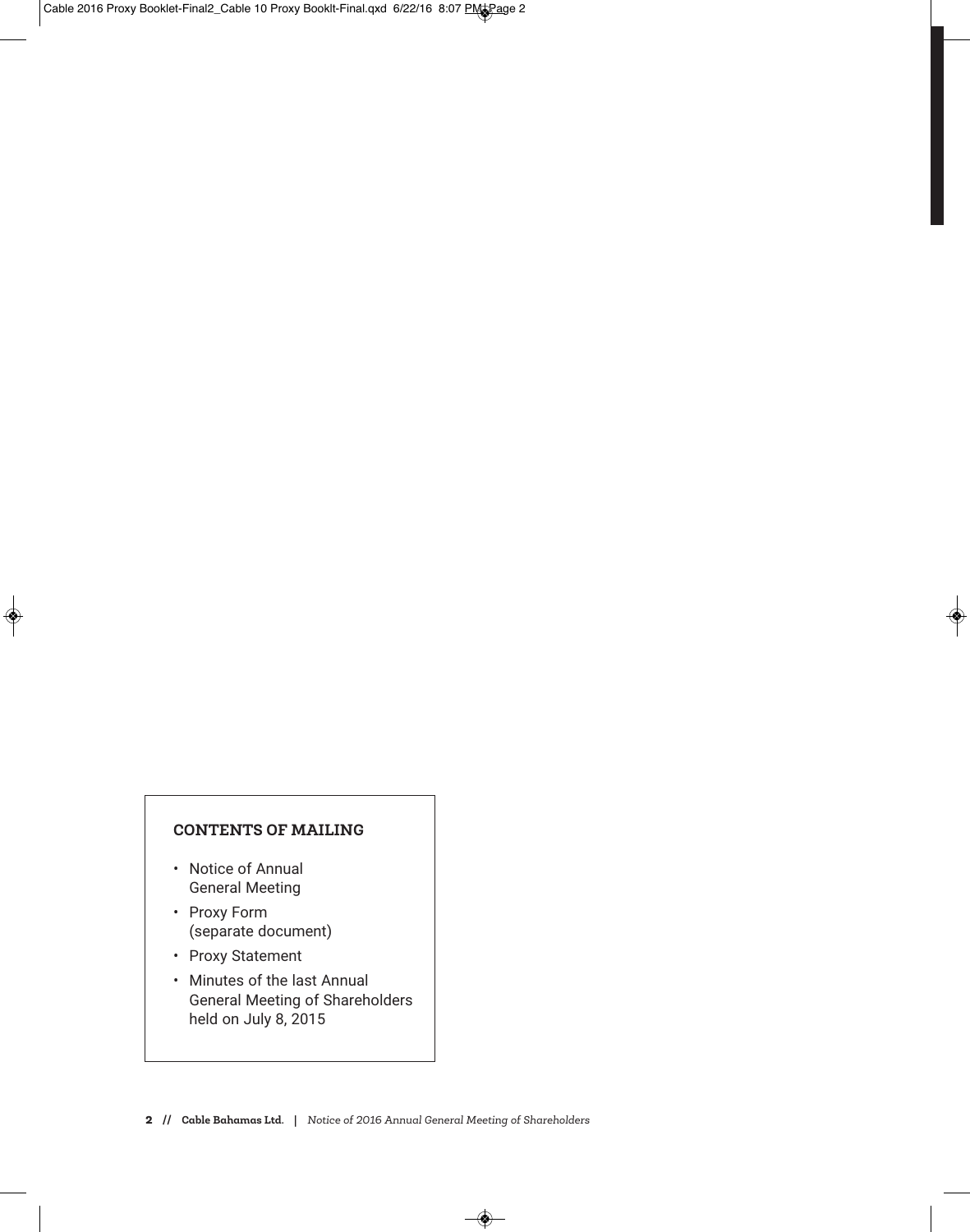**CONTENTS OF MAILING**

- Notice of Annual General Meeting
- Proxy Form (separate document)
- Proxy Statement
- Minutes of the last Annual General Meeting of Shareholders held on July 8, 2015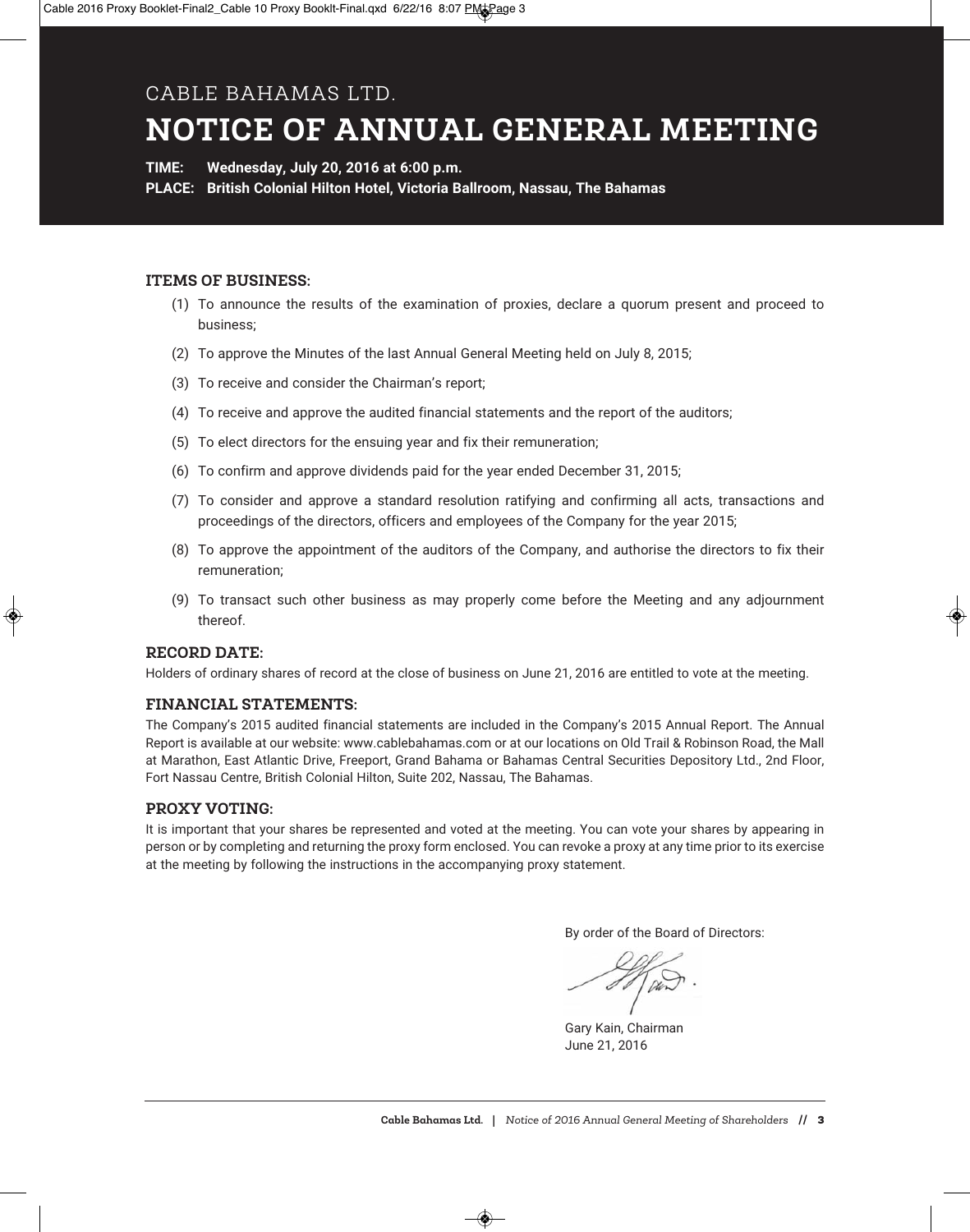CABLE BAHAMAS LTD.

# NOTICE OF ANNUAL GENERAL MEETING

**TIME: Wednesday, July 20, 2016 at 6:00 p.m.**

**PLACE: British Colonial Hilton Hotel, Victoria Ballroom, Nassau, The Bahamas**

## ITEMS OF BUSINESS:

(1) To announce the results of the examination of proxies, declare a quorum present and proceed to business;

(2) To approve the Minutes of the last Annual General Meeting held on July 8, 2015;

(3) To receive and consider the Chairman's report;

(4) To receive and approve the audited financial statements and the report of the auditors;

(5) To elect directors for the ensuing year and fix their remuneration;

(6) To confirm and approve dividends paid for the year ended December 31, 2015;

(7) To consider and approve a standard resolution ratifying and confirming all acts, transactions and proceedings of the directors, officers and employees of the Company for the year 2015;

(8) To approve the appointment of the auditors of the Company, and authorise the directors to fix their remuneration;

(9) To transact such other business as may properly come before the Meeting and any adjournment thereof.

## RECORD DATE:

Holders of ordinary shares of record at the close of business on June 21, 2016 are entitled to vote at the meeting.

## FINANCIAL STATEMENTS:

The Company's 2015 audited financial statements are included in the Company's 2015 Annual Report. The Annual Report is available at our website: www.cablebahamas.com or at our locations on Old Trail & Robinson Road, the Mall at Marathon, East Atlantic Drive, Freeport, Grand Bahama or Bahamas Central Securities Depository Ltd., 2nd Floor, Fort Nassau Centre, British Colonial Hilton, Suite 202, Nassau, The Bahamas.

## PROXY VOTING:

It is important that your shares be represented and voted at the meeting. You can vote your shares by appearing in person or by completing and returning the proxy form enclosed. You can revoke a proxy at any time prior to its exercise at the meeting by following the instructions in the accompanying proxy statement.

By order of the Board of Directors:

Gary Kain, Chairman
June 21, 2016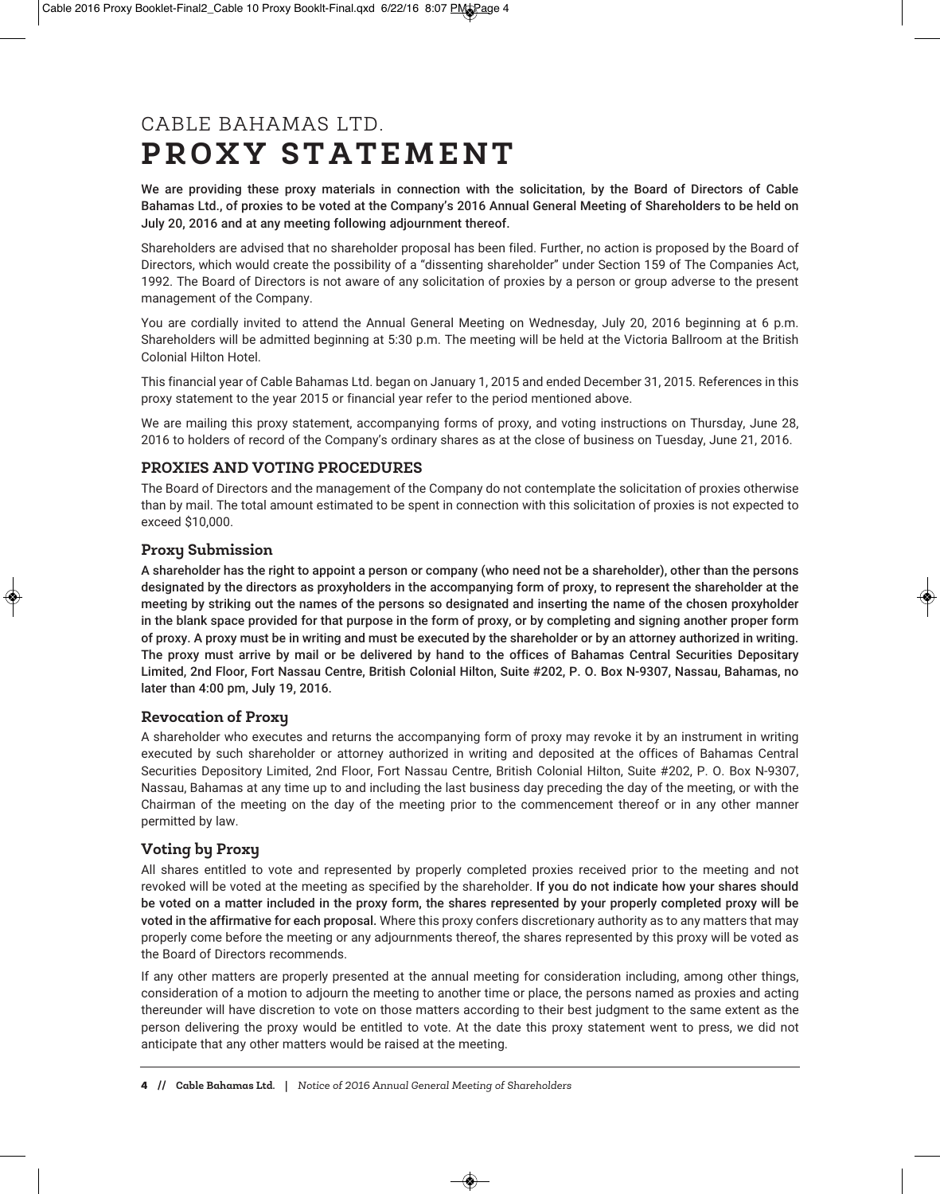# CABLE BAHAMAS LTD.
# PROXY STATEMENT

**We are providing these proxy materials in connection with the solicitation, by the Board of Directors of Cable Bahamas Ltd., of proxies to be voted at the Company's 2016 Annual General Meeting of Shareholders to be held on July 20, 2016 and at any meeting following adjournment thereof.**

Shareholders are advised that no shareholder proposal has been filed. Further, no action is proposed by the Board of Directors, which would create the possibility of a "dissenting shareholder" under Section 159 of The Companies Act, 1992. The Board of Directors is not aware of any solicitation of proxies by a person or group adverse to the present management of the Company.

You are cordially invited to attend the Annual General Meeting on Wednesday, July 20, 2016 beginning at 6 p.m. Shareholders will be admitted beginning at 5:30 p.m. The meeting will be held at the Victoria Ballroom at the British Colonial Hilton Hotel.

This financial year of Cable Bahamas Ltd. began on January 1, 2015 and ended December 31, 2015. References in this proxy statement to the year 2015 or financial year refer to the period mentioned above.

We are mailing this proxy statement, accompanying forms of proxy, and voting instructions on Thursday, June 28, 2016 to holders of record of the Company's ordinary shares as at the close of business on Tuesday, June 21, 2016.

## PROXIES AND VOTING PROCEDURES

The Board of Directors and the management of the Company do not contemplate the solicitation of proxies otherwise than by mail. The total amount estimated to be spent in connection with this solicitation of proxies is not expected to exceed $10,000.

### Proxy Submission

**A shareholder has the right to appoint a person or company (who need not be a shareholder), other than the persons designated by the directors as proxyholders in the accompanying form of proxy, to represent the shareholder at the meeting by striking out the names of the persons so designated and inserting the name of the chosen proxyholder in the blank space provided for that purpose in the form of proxy, or by completing and signing another proper form of proxy. A proxy must be in writing and must be executed by the shareholder or by an attorney authorized in writing. The proxy must arrive by mail or be delivered by hand to the offices of Bahamas Central Securities Depositary Limited, 2nd Floor, Fort Nassau Centre, British Colonial Hilton, Suite #202, P. O. Box N-9307, Nassau, Bahamas, no later than 4:00 pm, July 19, 2016.**

### Revocation of Proxy

A shareholder who executes and returns the accompanying form of proxy may revoke it by an instrument in writing executed by such shareholder or attorney authorized in writing and deposited at the offices of Bahamas Central Securities Depository Limited, 2nd Floor, Fort Nassau Centre, British Colonial Hilton, Suite #202, P. O. Box N-9307, Nassau, Bahamas at any time up to and including the last business day preceding the day of the meeting, or with the Chairman of the meeting on the day of the meeting prior to the commencement thereof or in any other manner permitted by law.

### Voting by Proxy

All shares entitled to vote and represented by properly completed proxies received prior to the meeting and not revoked will be voted at the meeting as specified by the shareholder. **If you do not indicate how your shares should be voted on a matter included in the proxy form, the shares represented by your properly completed proxy will be voted in the affirmative for each proposal.** Where this proxy confers discretionary authority as to any matters that may properly come before the meeting or any adjournments thereof, the shares represented by this proxy will be voted as the Board of Directors recommends.

If any other matters are properly presented at the annual meeting for consideration including, among other things, consideration of a motion to adjourn the meeting to another time or place, the persons named as proxies and acting thereunder will have discretion to vote on those matters according to their best judgment to the same extent as the person delivering the proxy would be entitled to vote. At the date this proxy statement went to press, we did not anticipate that any other matters would be raised at the meeting.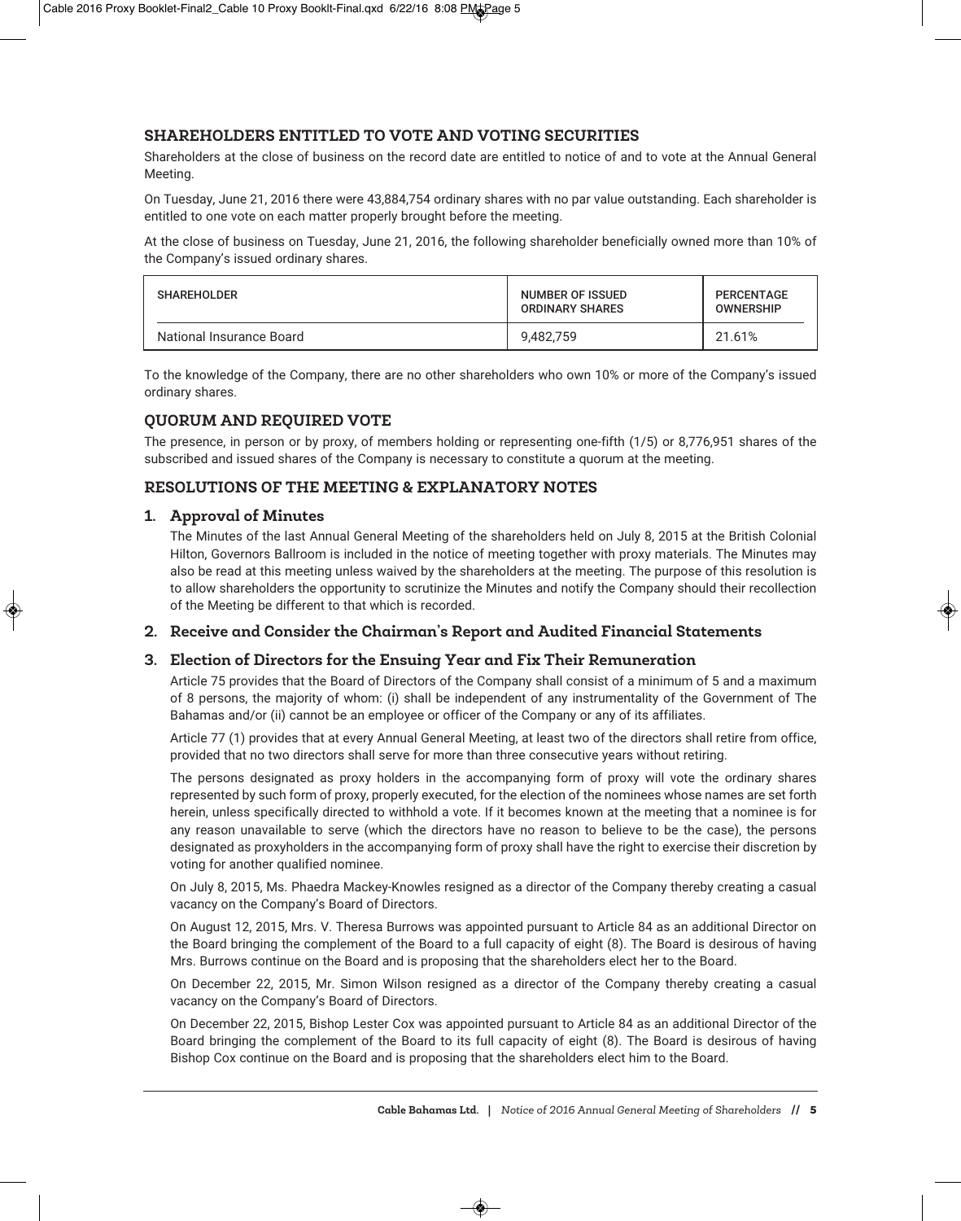## SHAREHOLDERS ENTITLED TO VOTE AND VOTING SECURITIES

Shareholders at the close of business on the record date are entitled to notice of and to vote at the Annual General Meeting.

On Tuesday, June 21, 2016 there were 43,884,754 ordinary shares with no par value outstanding. Each shareholder is entitled to one vote on each matter properly brought before the meeting.

At the close of business on Tuesday, June 21, 2016, the following shareholder beneficially owned more than 10% of the Company's issued ordinary shares.

| SHAREHOLDER | NUMBER OF ISSUED ORDINARY SHARES | PERCENTAGE OWNERSHIP |
|---|---|---|
| National Insurance Board | 9,482,759 | 21.61% |

To the knowledge of the Company, there are no other shareholders who own 10% or more of the Company's issued ordinary shares.

## QUORUM AND REQUIRED VOTE

The presence, in person or by proxy, of members holding or representing one-fifth (1/5) or 8,776,951 shares of the subscribed and issued shares of the Company is necessary to constitute a quorum at the meeting.

## RESOLUTIONS OF THE MEETING & EXPLANATORY NOTES

### 1. Approval of Minutes

The Minutes of the last Annual General Meeting of the shareholders held on July 8, 2015 at the British Colonial Hilton, Governors Ballroom is included in the notice of meeting together with proxy materials. The Minutes may also be read at this meeting unless waived by the shareholders at the meeting. The purpose of this resolution is to allow shareholders the opportunity to scrutinize the Minutes and notify the Company should their recollection of the Meeting be different to that which is recorded.

### 2. Receive and Consider the Chairman's Report and Audited Financial Statements

### 3. Election of Directors for the Ensuing Year and Fix Their Remuneration

Article 75 provides that the Board of Directors of the Company shall consist of a minimum of 5 and a maximum of 8 persons, the majority of whom: (i) shall be independent of any instrumentality of the Government of The Bahamas and/or (ii) cannot be an employee or officer of the Company or any of its affiliates.

Article 77 (1) provides that at every Annual General Meeting, at least two of the directors shall retire from office, provided that no two directors shall serve for more than three consecutive years without retiring.

The persons designated as proxy holders in the accompanying form of proxy will vote the ordinary shares represented by such form of proxy, properly executed, for the election of the nominees whose names are set forth herein, unless specifically directed to withhold a vote. If it becomes known at the meeting that a nominee is for any reason unavailable to serve (which the directors have no reason to believe to be the case), the persons designated as proxyholders in the accompanying form of proxy shall have the right to exercise their discretion by voting for another qualified nominee.

On July 8, 2015, Ms. Phaedra Mackey-Knowles resigned as a director of the Company thereby creating a casual vacancy on the Company's Board of Directors.

On August 12, 2015, Mrs. V. Theresa Burrows was appointed pursuant to Article 84 as an additional Director on the Board bringing the complement of the Board to a full capacity of eight (8). The Board is desirous of having Mrs. Burrows continue on the Board and is proposing that the shareholders elect her to the Board.

On December 22, 2015, Mr. Simon Wilson resigned as a director of the Company thereby creating a casual vacancy on the Company's Board of Directors.

On December 22, 2015, Bishop Lester Cox was appointed pursuant to Article 84 as an additional Director of the Board bringing the complement of the Board to its full capacity of eight (8). The Board is desirous of having Bishop Cox continue on the Board and is proposing that the shareholders elect him to the Board.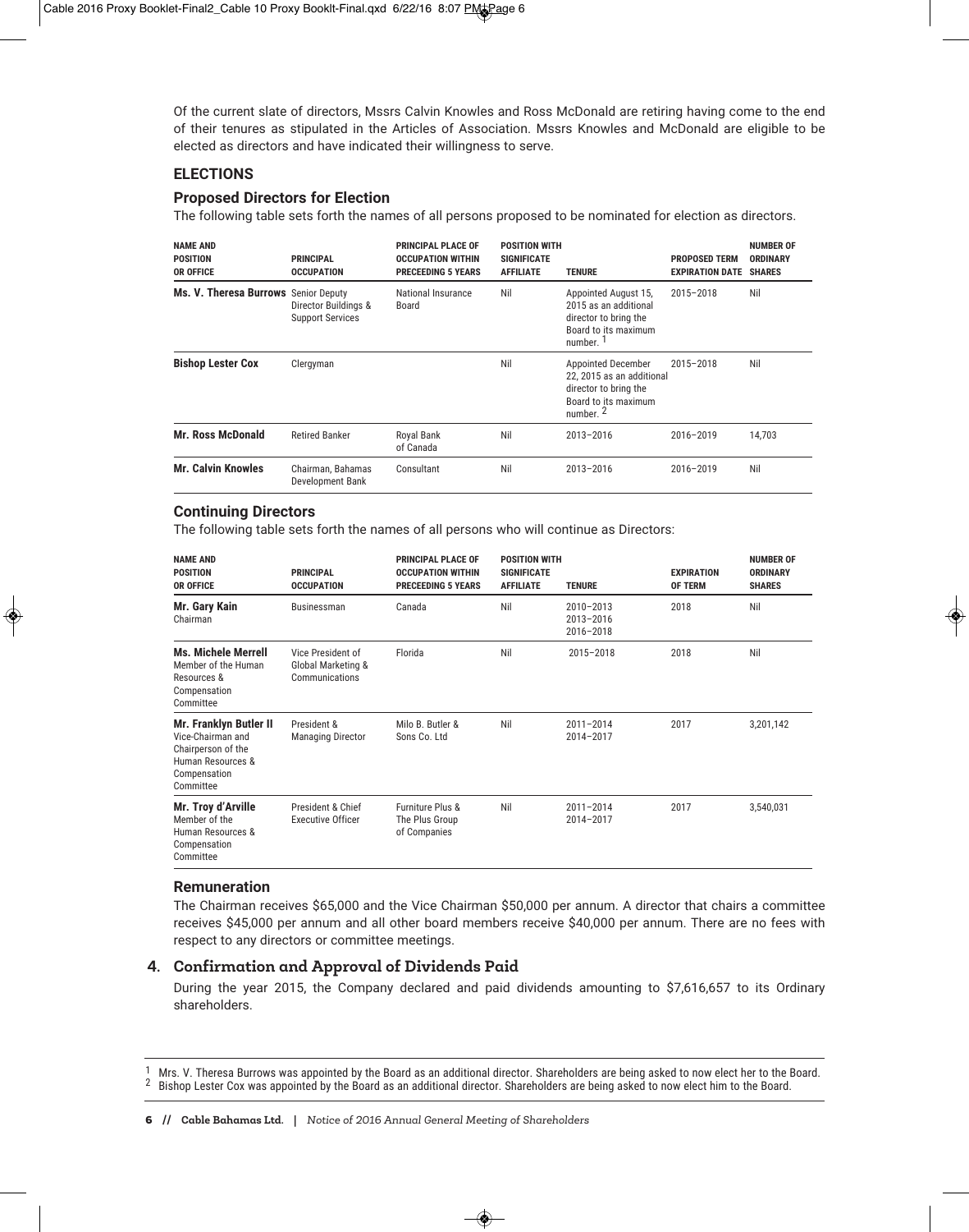Of the current slate of directors, Mssrs Calvin Knowles and Ross McDonald are retiring having come to the end of their tenures as stipulated in the Articles of Association. Mssrs Knowles and McDonald are eligible to be elected as directors and have indicated their willingness to serve.

## ELECTIONS

### Proposed Directors for Election

The following table sets forth the names of all persons proposed to be nominated for election as directors.

| NAME AND POSITION OR OFFICE | PRINCIPAL OCCUPATION | PRINCIPAL PLACE OF OCCUPATION WITHIN PRECEEDING 5 YEARS | POSITION WITH SIGNIFICATE AFFILIATE | TENURE | PROPOSED TERM EXPIRATION DATE | NUMBER OF ORDINARY SHARES |
|---|---|---|---|---|---|---|
| **Ms. V. Theresa Burrows** | Senior Deputy Director Buildings & Support Services | National Insurance Board | Nil | Appointed August 15, 2015 as an additional director to bring the Board to its maximum number. [1] | 2015–2018 | Nil |
| **Bishop Lester Cox** | Clergyman | | Nil | Appointed December 22, 2015 as an additional director to bring the Board to its maximum number. [2] | 2015–2018 | Nil |
| **Mr. Ross McDonald** | Retired Banker | Royal Bank of Canada | Nil | 2013–2016 | 2016–2019 | 14,703 |
| **Mr. Calvin Knowles** | Chairman, Bahamas Development Bank | Consultant | Nil | 2013–2016 | 2016–2019 | Nil |

### Continuing Directors

The following table sets forth the names of all persons who will continue as Directors:

| NAME AND POSITION OR OFFICE | PRINCIPAL OCCUPATION | PRINCIPAL PLACE OF OCCUPATION WITHIN PRECEEDING 5 YEARS | POSITION WITH SIGNIFICATE AFFILIATE | TENURE | EXPIRATION OF TERM | NUMBER OF ORDINARY SHARES |
|---|---|---|---|---|---|---|
| **Mr. Gary Kain** Chairman | Businessman | Canada | Nil | 2010–2013 2013–2016 2016–2018 | 2018 | Nil |
| **Ms. Michele Merrell** Member of the Human Resources & Compensation Committee | Vice President of Global Marketing & Communications | Florida | Nil | 2015–2018 | 2018 | Nil |
| **Mr. Franklyn Butler II** Vice-Chairman and Chairperson of the Human Resources & Compensation Committee | President & Managing Director | Milo B. Butler & Sons Co. Ltd | Nil | 2011–2014 2014–2017 | 2017 | 3,201,142 |
| **Mr. Troy d'Arville** Member of the Human Resources & Compensation Committee | President & Chief Executive Officer | Furniture Plus & The Plus Group of Companies | Nil | 2011–2014 2014–2017 | 2017 | 3,540,031 |

### Remuneration

The Chairman receives $65,000 and the Vice Chairman $50,000 per annum. A director that chairs a committee receives $45,000 per annum and all other board members receive $40,000 per annum. There are no fees with respect to any directors or committee meetings.

## 4. Confirmation and Approval of Dividends Paid

During the year 2015, the Company declared and paid dividends amounting to $7,616,657 to its Ordinary shareholders.

---

[1] Mrs. V. Theresa Burrows was appointed by the Board as an additional director. Shareholders are being asked to now elect her to the Board.

[2] Bishop Lester Cox was appointed by the Board as an additional director. Shareholders are being asked to now elect him to the Board.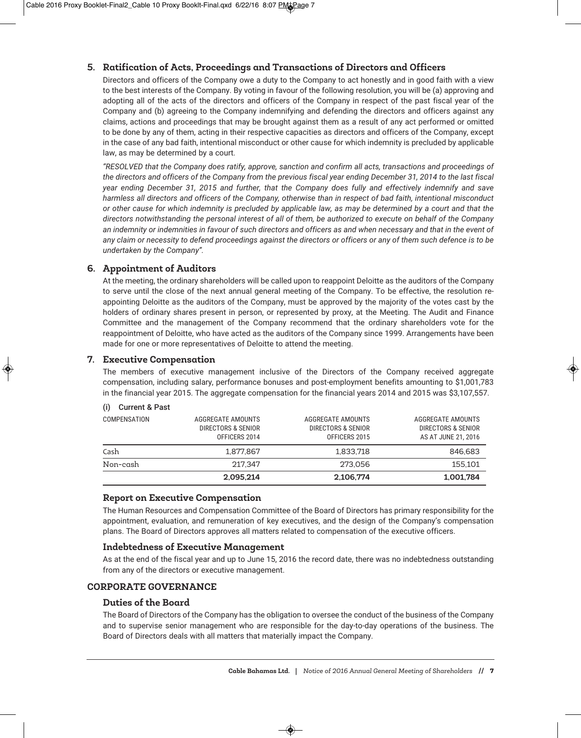## 5. Ratification of Acts, Proceedings and Transactions of Directors and Officers

Directors and officers of the Company owe a duty to the Company to act honestly and in good faith with a view to the best interests of the Company. By voting in favour of the following resolution, you will be (a) approving and adopting all of the acts of the directors and officers of the Company in respect of the past fiscal year of the Company and (b) agreeing to the Company indemnifying and defending the directors and officers against any claims, actions and proceedings that may be brought against them as a result of any act performed or omitted to be done by any of them, acting in their respective capacities as directors and officers of the Company, except in the case of any bad faith, intentional misconduct or other cause for which indemnity is precluded by applicable law, as may be determined by a court.

*"RESOLVED that the Company does ratify, approve, sanction and confirm all acts, transactions and proceedings of the directors and officers of the Company from the previous fiscal year ending December 31, 2014 to the last fiscal year ending December 31, 2015 and further, that the Company does fully and effectively indemnify and save harmless all directors and officers of the Company, otherwise than in respect of bad faith, intentional misconduct or other cause for which indemnity is precluded by applicable law, as may be determined by a court and that the directors notwithstanding the personal interest of all of them, be authorized to execute on behalf of the Company an indemnity or indemnities in favour of such directors and officers as and when necessary and that in the event of any claim or necessity to defend proceedings against the directors or officers or any of them such defence is to be undertaken by the Company".*

## 6. Appointment of Auditors

At the meeting, the ordinary shareholders will be called upon to reappoint Deloitte as the auditors of the Company to serve until the close of the next annual general meeting of the Company. To be effective, the resolution re-appointing Deloitte as the auditors of the Company, must be approved by the majority of the votes cast by the holders of ordinary shares present in person, or represented by proxy, at the Meeting. The Audit and Finance Committee and the management of the Company recommend that the ordinary shareholders vote for the reappointment of Deloitte, who have acted as the auditors of the Company since 1999. Arrangements have been made for one or more representatives of Deloitte to attend the meeting.

## 7. Executive Compensation

The members of executive management inclusive of the Directors of the Company received aggregate compensation, including salary, performance bonuses and post-employment benefits amounting to $1,001,783 in the financial year 2015. The aggregate compensation for the financial years 2014 and 2015 was $3,107,557.

(i) Current & Past

| COMPENSATION | AGGREGATE AMOUNTS DIRECTORS & SENIOR OFFICERS 2014 | AGGREGATE AMOUNTS DIRECTORS & SENIOR OFFICERS 2015 | AGGREGATE AMOUNTS DIRECTORS & SENIOR AS AT JUNE 21, 2016 |
|---|---|---|---|
| Cash | 1,877,867 | 1,833,718 | 846,683 |
| Non-cash | 217,347 | 273,056 | 155,101 |
| | **2,095,214** | **2,106,774** | **1,001,784** |

### Report on Executive Compensation

The Human Resources and Compensation Committee of the Board of Directors has primary responsibility for the appointment, evaluation, and remuneration of key executives, and the design of the Company's compensation plans. The Board of Directors approves all matters related to compensation of the executive officers.

### Indebtedness of Executive Management

As at the end of the fiscal year and up to June 15, 2016 the record date, there was no indebtedness outstanding from any of the directors or executive management.

## CORPORATE GOVERNANCE

### Duties of the Board

The Board of Directors of the Company has the obligation to oversee the conduct of the business of the Company and to supervise senior management who are responsible for the day-to-day operations of the business. The Board of Directors deals with all matters that materially impact the Company.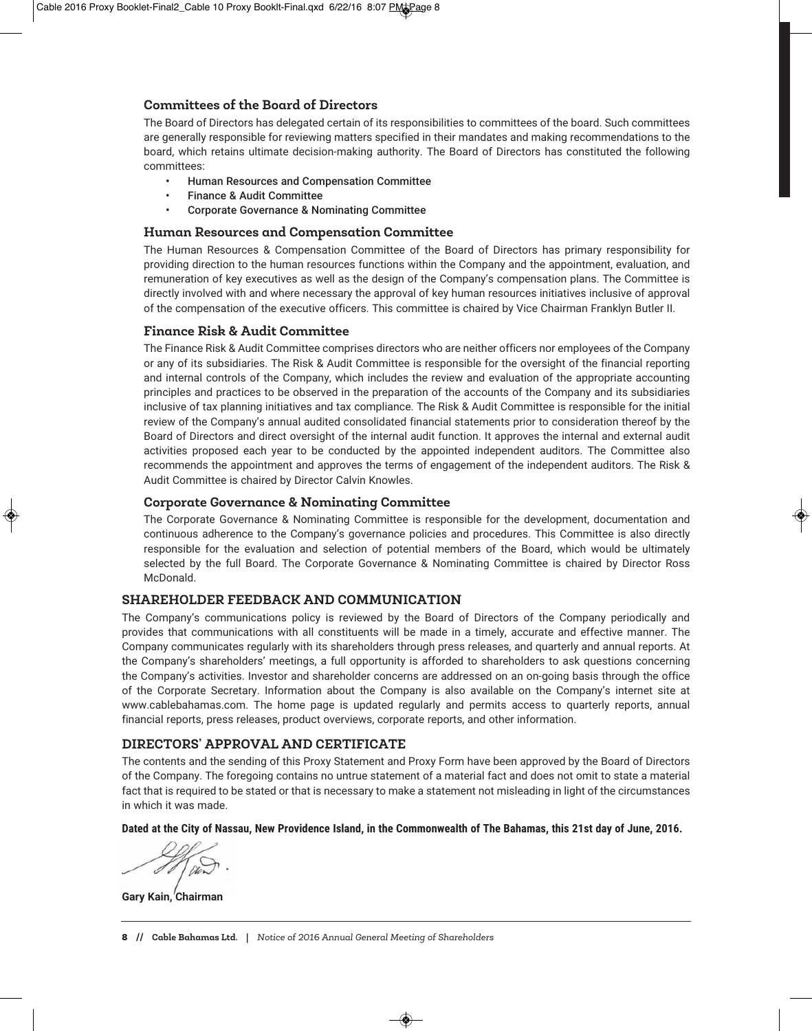### Committees of the Board of Directors

The Board of Directors has delegated certain of its responsibilities to committees of the board. Such committees are generally responsible for reviewing matters specified in their mandates and making recommendations to the board, which retains ultimate decision-making authority. The Board of Directors has constituted the following committees:

- Human Resources and Compensation Committee
- Finance & Audit Committee
- Corporate Governance & Nominating Committee

### Human Resources and Compensation Committee

The Human Resources & Compensation Committee of the Board of Directors has primary responsibility for providing direction to the human resources functions within the Company and the appointment, evaluation, and remuneration of key executives as well as the design of the Company's compensation plans. The Committee is directly involved with and where necessary the approval of key human resources initiatives inclusive of approval of the compensation of the executive officers. This committee is chaired by Vice Chairman Franklyn Butler II.

### Finance Risk & Audit Committee

The Finance Risk & Audit Committee comprises directors who are neither officers nor employees of the Company or any of its subsidiaries. The Risk & Audit Committee is responsible for the oversight of the financial reporting and internal controls of the Company, which includes the review and evaluation of the appropriate accounting principles and practices to be observed in the preparation of the accounts of the Company and its subsidiaries inclusive of tax planning initiatives and tax compliance. The Risk & Audit Committee is responsible for the initial review of the Company's annual audited consolidated financial statements prior to consideration thereof by the Board of Directors and direct oversight of the internal audit function. It approves the internal and external audit activities proposed each year to be conducted by the appointed independent auditors. The Committee also recommends the appointment and approves the terms of engagement of the independent auditors. The Risk & Audit Committee is chaired by Director Calvin Knowles.

### Corporate Governance & Nominating Committee

The Corporate Governance & Nominating Committee is responsible for the development, documentation and continuous adherence to the Company's governance policies and procedures. This Committee is also directly responsible for the evaluation and selection of potential members of the Board, which would be ultimately selected by the full Board. The Corporate Governance & Nominating Committee is chaired by Director Ross McDonald.

## SHAREHOLDER FEEDBACK AND COMMUNICATION

The Company's communications policy is reviewed by the Board of Directors of the Company periodically and provides that communications with all constituents will be made in a timely, accurate and effective manner. The Company communicates regularly with its shareholders through press releases, and quarterly and annual reports. At the Company's shareholders' meetings, a full opportunity is afforded to shareholders to ask questions concerning the Company's activities. Investor and shareholder concerns are addressed on an on-going basis through the office of the Corporate Secretary. Information about the Company is also available on the Company's internet site at www.cablebahamas.com. The home page is updated regularly and permits access to quarterly reports, annual financial reports, press releases, product overviews, corporate reports, and other information.

## DIRECTORS' APPROVAL AND CERTIFICATE

The contents and the sending of this Proxy Statement and Proxy Form have been approved by the Board of Directors of the Company. The foregoing contains no untrue statement of a material fact and does not omit to state a material fact that is required to be stated or that is necessary to make a statement not misleading in light of the circumstances in which it was made.

**Dated at the City of Nassau, New Providence Island, in the Commonwealth of The Bahamas, this 21st day of June, 2016.**

**Gary Kain, Chairman**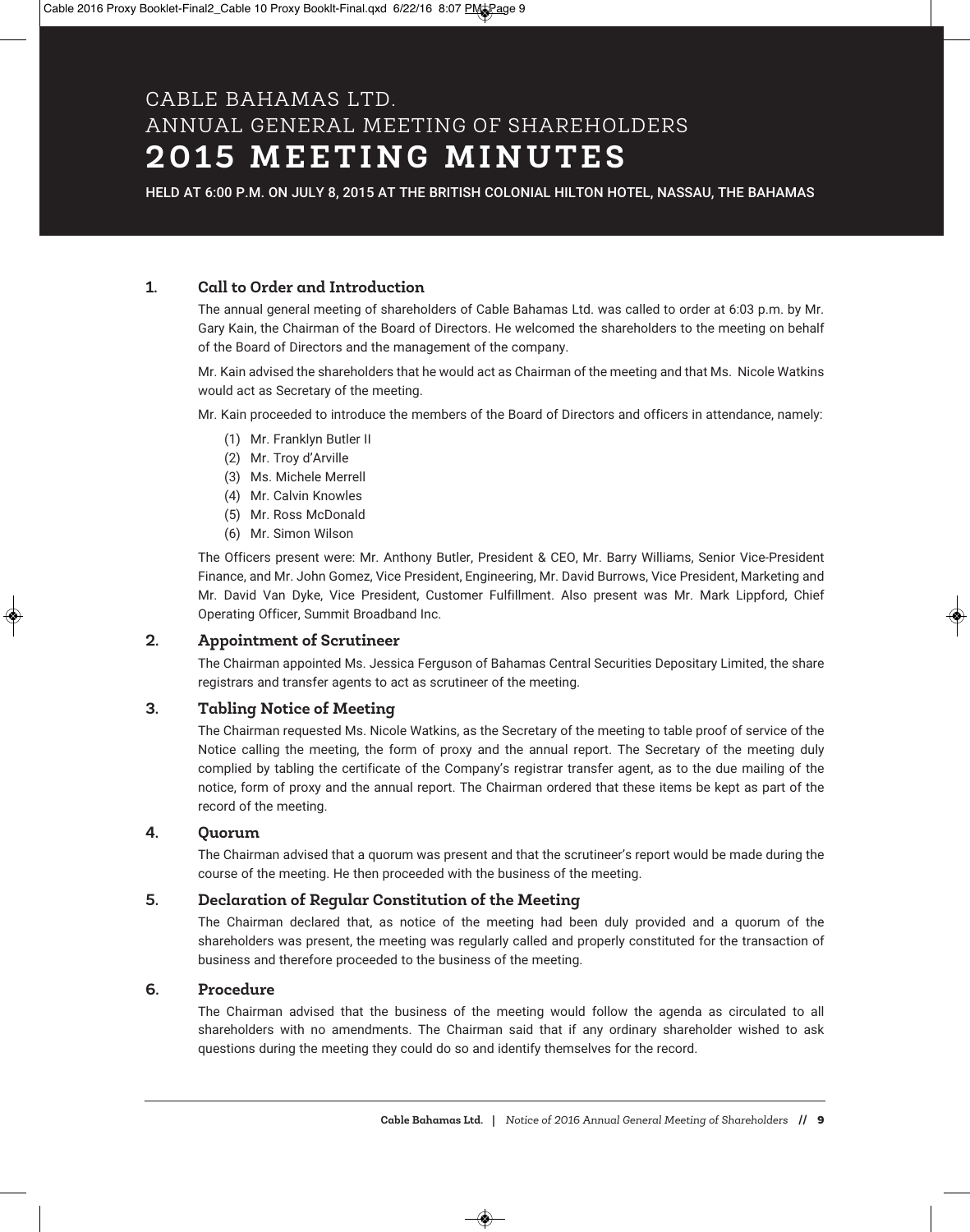# CABLE BAHAMAS LTD.
# ANNUAL GENERAL MEETING OF SHAREHOLDERS
# 2015 MEETING MINUTES

**HELD AT 6:00 P.M. ON JULY 8, 2015 AT THE BRITISH COLONIAL HILTON HOTEL, NASSAU, THE BAHAMAS**

## 1. Call to Order and Introduction

The annual general meeting of shareholders of Cable Bahamas Ltd. was called to order at 6:03 p.m. by Mr. Gary Kain, the Chairman of the Board of Directors. He welcomed the shareholders to the meeting on behalf of the Board of Directors and the management of the company.

Mr. Kain advised the shareholders that he would act as Chairman of the meeting and that Ms. Nicole Watkins would act as Secretary of the meeting.

Mr. Kain proceeded to introduce the members of the Board of Directors and officers in attendance, namely:

(1) Mr. Franklyn Butler II
(2) Mr. Troy d'Arville
(3) Ms. Michele Merrell
(4) Mr. Calvin Knowles
(5) Mr. Ross McDonald
(6) Mr. Simon Wilson

The Officers present were: Mr. Anthony Butler, President & CEO, Mr. Barry Williams, Senior Vice-President Finance, and Mr. John Gomez, Vice President, Engineering, Mr. David Burrows, Vice President, Marketing and Mr. David Van Dyke, Vice President, Customer Fulfillment. Also present was Mr. Mark Lippford, Chief Operating Officer, Summit Broadband Inc.

## 2. Appointment of Scrutineer

The Chairman appointed Ms. Jessica Ferguson of Bahamas Central Securities Depositary Limited, the share registrars and transfer agents to act as scrutineer of the meeting.

## 3. Tabling Notice of Meeting

The Chairman requested Ms. Nicole Watkins, as the Secretary of the meeting to table proof of service of the Notice calling the meeting, the form of proxy and the annual report. The Secretary of the meeting duly complied by tabling the certificate of the Company's registrar transfer agent, as to the due mailing of the notice, form of proxy and the annual report. The Chairman ordered that these items be kept as part of the record of the meeting.

## 4. Quorum

The Chairman advised that a quorum was present and that the scrutineer's report would be made during the course of the meeting. He then proceeded with the business of the meeting.

## 5. Declaration of Regular Constitution of the Meeting

The Chairman declared that, as notice of the meeting had been duly provided and a quorum of the shareholders was present, the meeting was regularly called and properly constituted for the transaction of business and therefore proceeded to the business of the meeting.

## 6. Procedure

The Chairman advised that the business of the meeting would follow the agenda as circulated to all shareholders with no amendments. The Chairman said that if any ordinary shareholder wished to ask questions during the meeting they could do so and identify themselves for the record.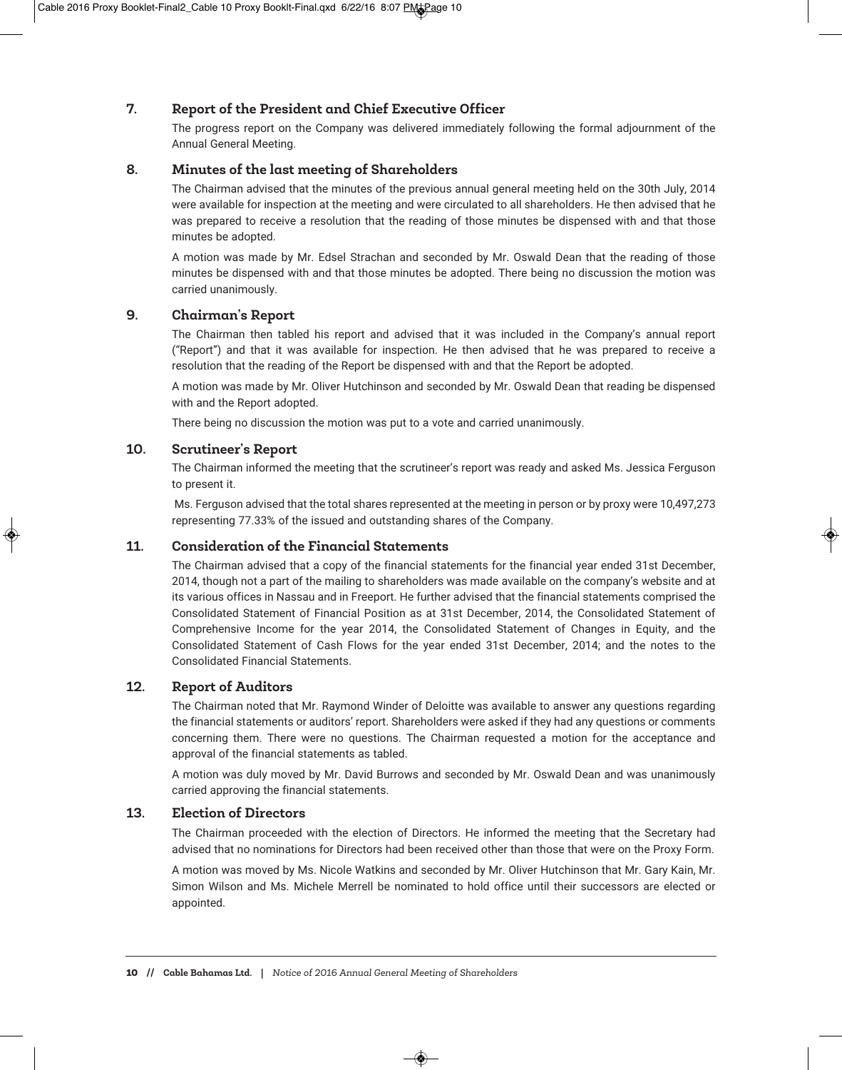## 7. Report of the President and Chief Executive Officer

The progress report on the Company was delivered immediately following the formal adjournment of the Annual General Meeting.

## 8. Minutes of the last meeting of Shareholders

The Chairman advised that the minutes of the previous annual general meeting held on the 30th July, 2014 were available for inspection at the meeting and were circulated to all shareholders. He then advised that he was prepared to receive a resolution that the reading of those minutes be dispensed with and that those minutes be adopted.

A motion was made by Mr. Edsel Strachan and seconded by Mr. Oswald Dean that the reading of those minutes be dispensed with and that those minutes be adopted. There being no discussion the motion was carried unanimously.

## 9. Chairman's Report

The Chairman then tabled his report and advised that it was included in the Company's annual report ("Report") and that it was available for inspection. He then advised that he was prepared to receive a resolution that the reading of the Report be dispensed with and that the Report be adopted.

A motion was made by Mr. Oliver Hutchinson and seconded by Mr. Oswald Dean that reading be dispensed with and the Report adopted.

There being no discussion the motion was put to a vote and carried unanimously.

## 10. Scrutineer's Report

The Chairman informed the meeting that the scrutineer's report was ready and asked Ms. Jessica Ferguson to present it.

Ms. Ferguson advised that the total shares represented at the meeting in person or by proxy were 10,497,273 representing 77.33% of the issued and outstanding shares of the Company.

## 11. Consideration of the Financial Statements

The Chairman advised that a copy of the financial statements for the financial year ended 31st December, 2014, though not a part of the mailing to shareholders was made available on the company's website and at its various offices in Nassau and in Freeport. He further advised that the financial statements comprised the Consolidated Statement of Financial Position as at 31st December, 2014, the Consolidated Statement of Comprehensive Income for the year 2014, the Consolidated Statement of Changes in Equity, and the Consolidated Statement of Cash Flows for the year ended 31st December, 2014; and the notes to the Consolidated Financial Statements.

## 12. Report of Auditors

The Chairman noted that Mr. Raymond Winder of Deloitte was available to answer any questions regarding the financial statements or auditors' report. Shareholders were asked if they had any questions or comments concerning them. There were no questions. The Chairman requested a motion for the acceptance and approval of the financial statements as tabled.

A motion was duly moved by Mr. David Burrows and seconded by Mr. Oswald Dean and was unanimously carried approving the financial statements.

## 13. Election of Directors

The Chairman proceeded with the election of Directors. He informed the meeting that the Secretary had advised that no nominations for Directors had been received other than those that were on the Proxy Form.

A motion was moved by Ms. Nicole Watkins and seconded by Mr. Oliver Hutchinson that Mr. Gary Kain, Mr. Simon Wilson and Ms. Michele Merrell be nominated to hold office until their successors are elected or appointed.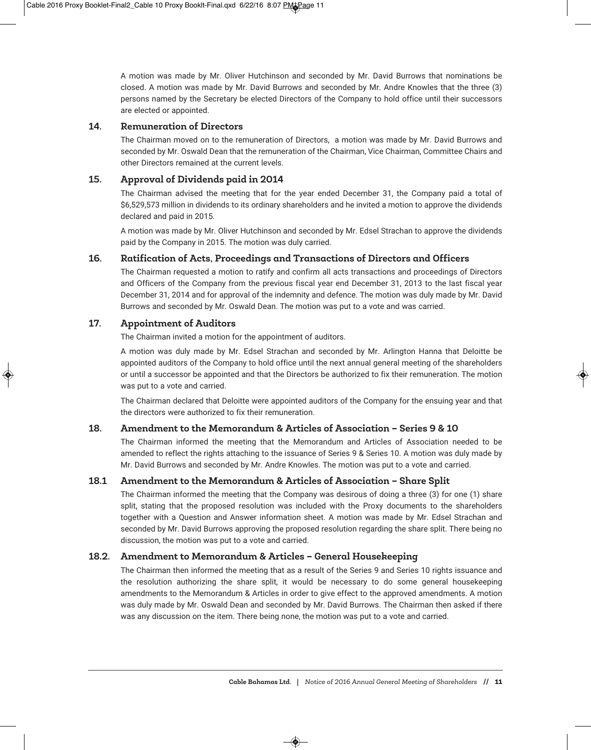A motion was made by Mr. Oliver Hutchinson and seconded by Mr. David Burrows that nominations be closed. A motion was made by Mr. David Burrows and seconded by Mr. Andre Knowles that the three (3) persons named by the Secretary be elected Directors of the Company to hold office until their successors are elected or appointed.

## 14. Remuneration of Directors

The Chairman moved on to the remuneration of Directors, a motion was made by Mr. David Burrows and seconded by Mr. Oswald Dean that the remuneration of the Chairman, Vice Chairman, Committee Chairs and other Directors remained at the current levels.

## 15. Approval of Dividends paid in 2014

The Chairman advised the meeting that for the year ended December 31, the Company paid a total of $6,529,573 million in dividends to its ordinary shareholders and he invited a motion to approve the dividends declared and paid in 2015.

A motion was made by Mr. Oliver Hutchinson and seconded by Mr. Edsel Strachan to approve the dividends paid by the Company in 2015. The motion was duly carried.

## 16. Ratification of Acts, Proceedings and Transactions of Directors and Officers

The Chairman requested a motion to ratify and confirm all acts transactions and proceedings of Directors and Officers of the Company from the previous fiscal year end December 31, 2013 to the last fiscal year December 31, 2014 and for approval of the indemnity and defence. The motion was duly made by Mr. David Burrows and seconded by Mr. Oswald Dean. The motion was put to a vote and was carried.

## 17. Appointment of Auditors

The Chairman invited a motion for the appointment of auditors.

A motion was duly made by Mr. Edsel Strachan and seconded by Mr. Arlington Hanna that Deloitte be appointed auditors of the Company to hold office until the next annual general meeting of the shareholders or until a successor be appointed and that the Directors be authorized to fix their remuneration. The motion was put to a vote and carried.

The Chairman declared that Deloitte were appointed auditors of the Company for the ensuing year and that the directors were authorized to fix their remuneration.

## 18. Amendment to the Memorandum & Articles of Association – Series 9 & 10

The Chairman informed the meeting that the Memorandum and Articles of Association needed to be amended to reflect the rights attaching to the issuance of Series 9 & Series 10. A motion was duly made by Mr. David Burrows and seconded by Mr. Andre Knowles. The motion was put to a vote and carried.

## 18.1 Amendment to the Memorandum & Articles of Association – Share Split

The Chairman informed the meeting that the Company was desirous of doing a three (3) for one (1) share split, stating that the proposed resolution was included with the Proxy documents to the shareholders together with a Question and Answer information sheet. A motion was made by Mr. Edsel Strachan and seconded by Mr. David Burrows approving the proposed resolution regarding the share split. There being no discussion, the motion was put to a vote and carried.

## 18.2. Amendment to Memorandum & Articles – General Housekeeping

The Chairman then informed the meeting that as a result of the Series 9 and Series 10 rights issuance and the resolution authorizing the share split, it would be necessary to do some general housekeeping amendments to the Memorandum & Articles in order to give effect to the approved amendments. A motion was duly made by Mr. Oswald Dean and seconded by Mr. David Burrows. The Chairman then asked if there was any discussion on the item. There being none, the motion was put to a vote and carried.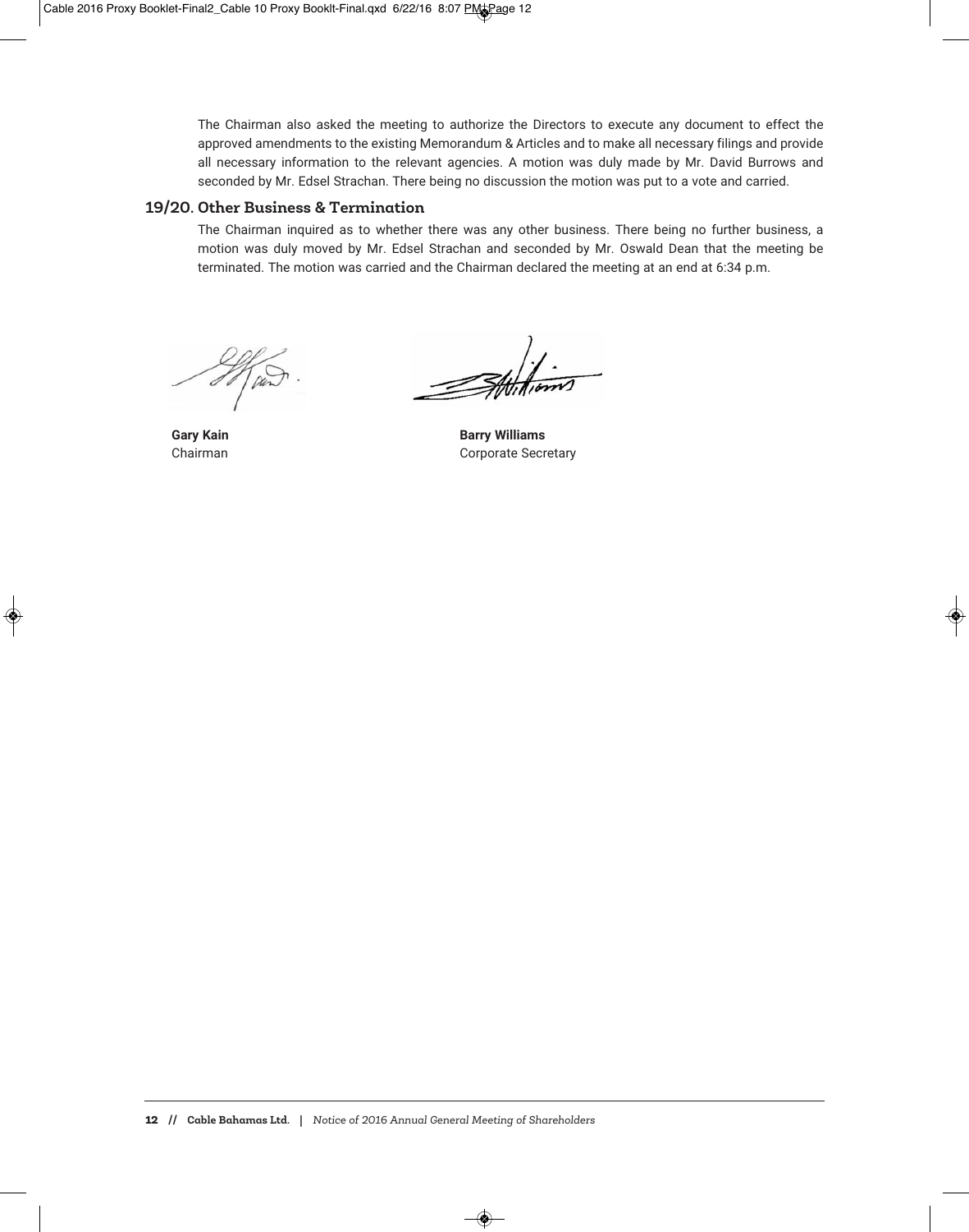The Chairman also asked the meeting to authorize the Directors to execute any document to effect the approved amendments to the existing Memorandum & Articles and to make all necessary filings and provide all necessary information to the relevant agencies. A motion was duly made by Mr. David Burrows and seconded by Mr. Edsel Strachan. There being no discussion the motion was put to a vote and carried.

## 19/20. Other Business & Termination

The Chairman inquired as to whether there was any other business. There being no further business, a motion was duly moved by Mr. Edsel Strachan and seconded by Mr. Oswald Dean that the meeting be terminated. The motion was carried and the Chairman declared the meeting at an end at 6:34 p.m.

**Gary Kain**
Chairman

**Barry Williams**
Corporate Secretary